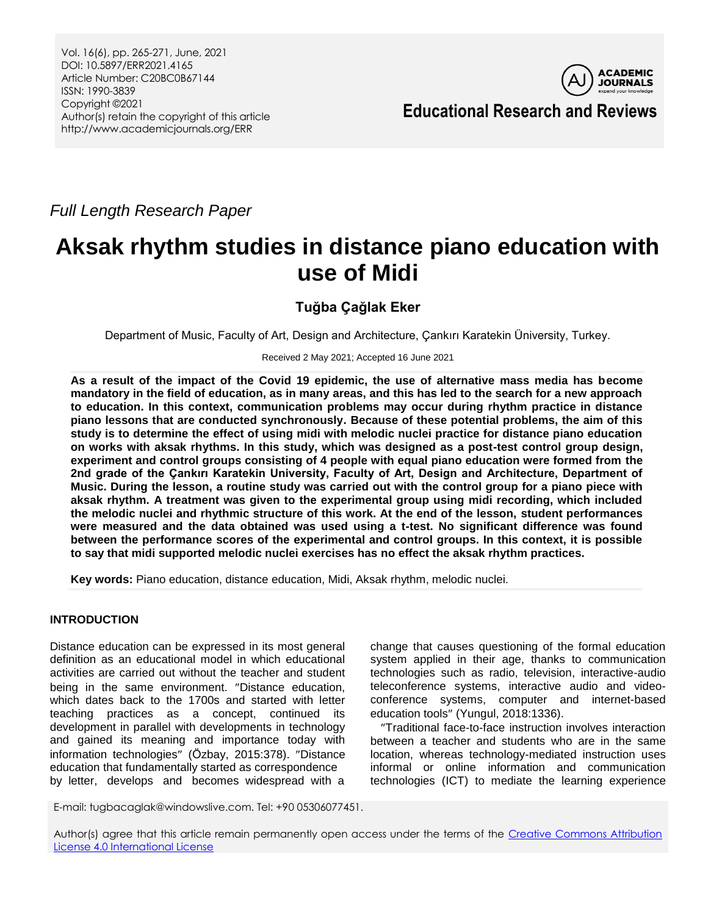*Full Length Research Paper*

# Aksak rhythm studies in distance piano education with use of Midi

**Tuğba Çağlak Eker**

Department of Music, Faculty of Art, Design and Architecture, Çankırı Karatekin Üniversity, Turkey.

Received 2 May 2021; Accepted 16 June 2021

**As a result of the impact of the Covid 19 epidemic, the use of alternative mass media has become mandatory in the field of education, as in many areas, and this has led to the search for a new approach to education. In this context, communication problems may occur during rhythm practice in distance piano lessons that are conducted synchronously. Because of these potential problems, the aim of this study is to determine the effect of using midi with melodic nuclei practice for distance piano education on works with aksak rhythms. In this study, which was designed as a post-test control group design, experiment and control groups consisting of 4 people with equal piano education were formed from the 2nd grade of the Çankırı Karatekin University, Faculty of Art, Design and Architecture, Department of Music. During the lesson, a routine study was carried out with the control group for a piano piece with aksak rhythm. A treatment was given to the experimental group using midi recording, which included the melodic nuclei and rhythmic structure of this work. At the end of the lesson, student performances were measured and the data obtained was used using a t-test. No significant difference was found between the performance scores of the experimental and control groups. In this context, it is possible to say that midi supported melodic nuclei exercises has no effect the aksak rhythm practices.**

**Key words:** Piano education, distance education, Midi, Aksak rhythm, melodic nuclei.

## INTRODUCTION

Distance education can be expressed in its most general definition as an educational model in which educational activities are carried out without the teacher and student being in the same environment. ″Distance education, which dates back to the 1700s and started with letter teaching practices as a concept, continued its development in parallel with developments in technology and gained its meaning and importance today with information technologies″ (Özbay, 2015:378). ″Distance education that fundamentally started as correspondence by letter, develops and becomes widespread with a change that causes questioning of the formal education system applied in their age, thanks to communication technologies such as radio, television, interactive-audio teleconference systems, interactive audio and video-conference systems, computer and internet-based education tools″ (Yungul, 2018:1336).

″Traditional face-to-face instruction involves interaction between a teacher and students who are in the same location, whereas technology-mediated instruction uses informal or online information and communication technologies (ICT) to mediate the learning experience

E-mail: tugbacaglak@windowslive.com. Tel: +90 05306077451.

Author(s) agree that this article remain permanently open access under the terms of the Creative Commons Attribution License 4.0 International License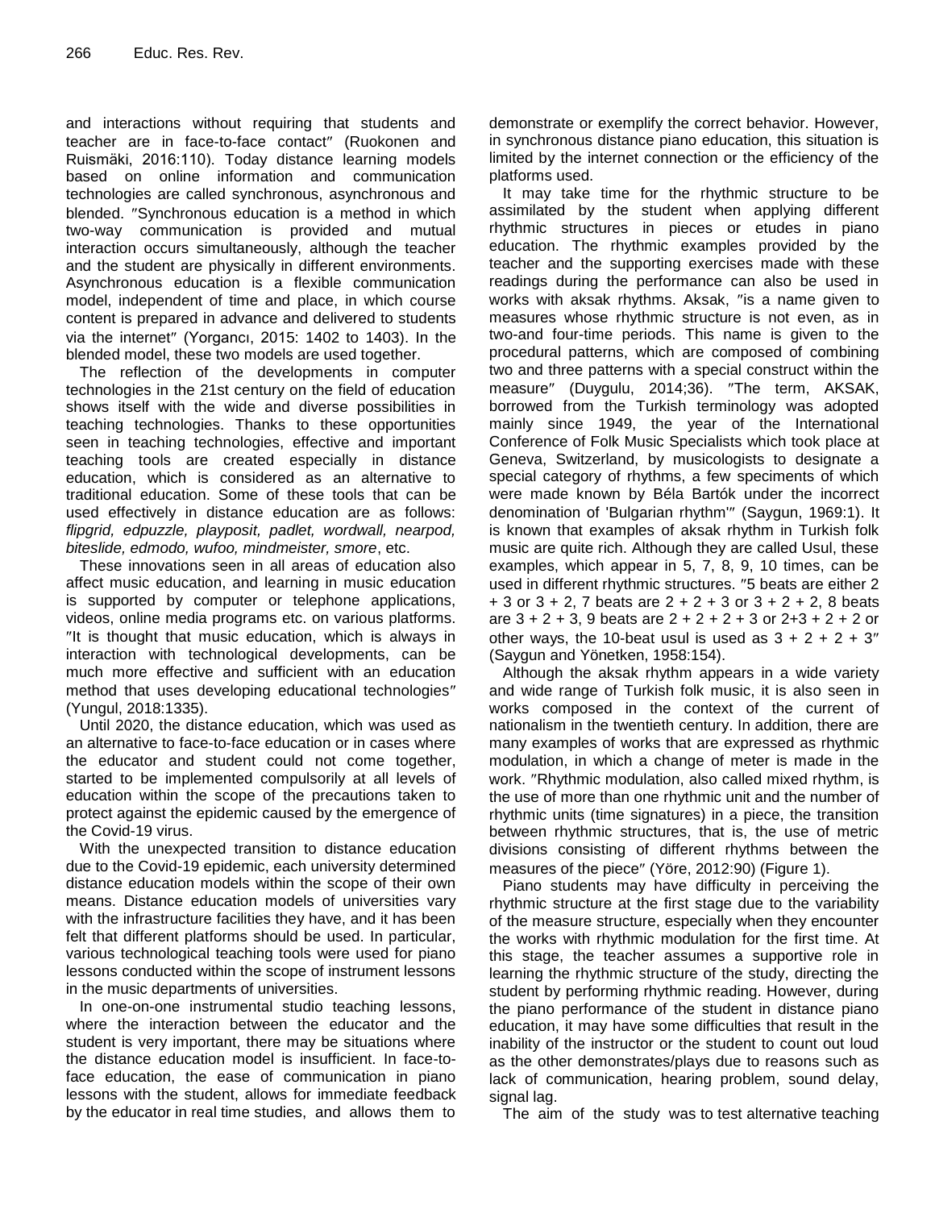and interactions without requiring that students and teacher are in face-to-face contact″ (Ruokonen and Ruismäki, 2016:110). Today distance learning models based on online information and communication technologies are called synchronous, asynchronous and blended. ″Synchronous education is a method in which two-way communication is provided and mutual interaction occurs simultaneously, although the teacher and the student are physically in different environments. Asynchronous education is a flexible communication model, independent of time and place, in which course content is prepared in advance and delivered to students via the internet″ (Yorgancı, 2015: 1402 to 1403). In the blended model, these two models are used together.

The reflection of the developments in computer technologies in the 21st century on the field of education shows itself with the wide and diverse possibilities in teaching technologies. Thanks to these opportunities seen in teaching technologies, effective and important teaching tools are created especially in distance education, which is considered as an alternative to traditional education. Some of these tools that can be used effectively in distance education are as follows: *flipgrid, edpuzzle, playposit, padlet, wordwall, nearpod, biteslide, edmodo, wufoo, mindmeister, smore*, etc.

These innovations seen in all areas of education also affect music education, and learning in music education is supported by computer or telephone applications, videos, online media programs etc. on various platforms. ″It is thought that music education, which is always in interaction with technological developments, can be much more effective and sufficient with an education method that uses developing educational technologies″ (Yungul, 2018:1335).

Until 2020, the distance education, which was used as an alternative to face-to-face education or in cases where the educator and student could not come together, started to be implemented compulsorily at all levels of education within the scope of the precautions taken to protect against the epidemic caused by the emergence of the Covid-19 virus.

With the unexpected transition to distance education due to the Covid-19 epidemic, each university determined distance education models within the scope of their own means. Distance education models of universities vary with the infrastructure facilities they have, and it has been felt that different platforms should be used. In particular, various technological teaching tools were used for piano lessons conducted within the scope of instrument lessons in the music departments of universities.

In one-on-one instrumental studio teaching lessons, where the interaction between the educator and the student is very important, there may be situations where the distance education model is insufficient. In face-to-face education, the ease of communication in piano lessons with the student, allows for immediate feedback by the educator in real time studies, and allows them to demonstrate or exemplify the correct behavior. However, in synchronous distance piano education, this situation is limited by the internet connection or the efficiency of the platforms used.

It may take time for the rhythmic structure to be assimilated by the student when applying different rhythmic structures in pieces or etudes in piano education. The rhythmic examples provided by the teacher and the supporting exercises made with these readings during the performance can also be used in works with aksak rhythms. Aksak, ″is a name given to measures whose rhythmic structure is not even, as in two-and four-time periods. This name is given to the procedural patterns, which are composed of combining two and three patterns with a special construct within the measure″ (Duygulu, 2014;36). ″The term, AKSAK, borrowed from the Turkish terminology was adopted mainly since 1949, the year of the International Conference of Folk Music Specialists which took place at Geneva, Switzerland, by musicologists to designate a special category of rhythms, a few speciments of which were made known by Béla Bartók under the incorrect denomination of 'Bulgarian rhythm'″ (Saygun, 1969:1). It is known that examples of aksak rhythm in Turkish folk music are quite rich. Although they are called Usul, these examples, which appear in 5, 7, 8, 9, 10 times, can be used in different rhythmic structures. ″5 beats are either 2 + 3 or 3 + 2, 7 beats are 2 + 2 + 3 or 3 + 2 + 2, 8 beats are 3 + 2 + 3, 9 beats are 2 + 2 + 2 + 3 or 2+3 + 2 + 2 or other ways, the 10-beat usul is used as 3 + 2 + 2 + 3″ (Saygun and Yönetken, 1958:154).

Although the aksak rhythm appears in a wide variety and wide range of Turkish folk music, it is also seen in works composed in the context of the current of nationalism in the twentieth century. In addition, there are many examples of works that are expressed as rhythmic modulation, in which a change of meter is made in the work. ″Rhythmic modulation, also called mixed rhythm, is the use of more than one rhythmic unit and the number of rhythmic units (time signatures) in a piece, the transition between rhythmic structures, that is, the use of metric divisions consisting of different rhythms between the measures of the piece″ (Yöre, 2012:90) (Figure 1).

Piano students may have difficulty in perceiving the rhythmic structure at the first stage due to the variability of the measure structure, especially when they encounter the works with rhythmic modulation for the first time. At this stage, the teacher assumes a supportive role in learning the rhythmic structure of the study, directing the student by performing rhythmic reading. However, during the piano performance of the student in distance piano education, it may have some difficulties that result in the inability of the instructor or the student to count out loud as the other demonstrates/plays due to reasons such as lack of communication, hearing problem, sound delay, signal lag.

The aim of the study was to test alternative teaching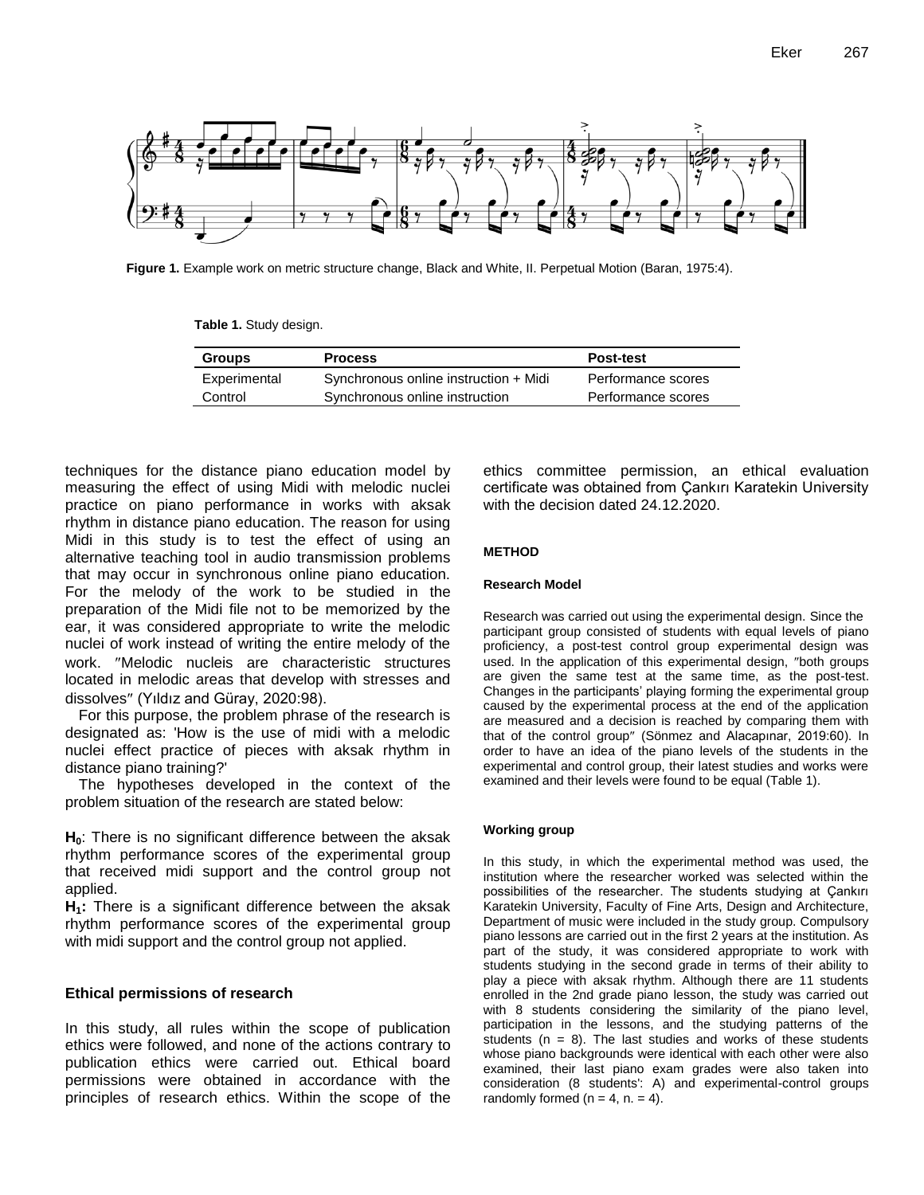Figure 1. Example work on metric structure change, Black and White, II. Perpetual Motion (Baran, 1975:4).

**Table 1.** Study design.

| Groups | Process | Post-test |
|---|---|---|
| Experimental | Synchronous online instruction + Midi | Performance scores |
| Control | Synchronous online instruction | Performance scores |

techniques for the distance piano education model by measuring the effect of using Midi with melodic nuclei practice on piano performance in works with aksak rhythm in distance piano education. The reason for using Midi in this study is to test the effect of using an alternative teaching tool in audio transmission problems that may occur in synchronous online piano education. For the melody of the work to be studied in the preparation of the Midi file not to be memorized by the ear, it was considered appropriate to write the melodic nuclei of work instead of writing the entire melody of the work. ″Melodic nucleis are characteristic structures located in melodic areas that develop with stresses and dissolves″ (Yıldız and Güray, 2020:98).

For this purpose, the problem phrase of the research is designated as: 'How is the use of midi with a melodic nuclei effect practice of pieces with aksak rhythm in distance piano training?'

The hypotheses developed in the context of the problem situation of the research are stated below:

**$H_0$**: There is no significant difference between the aksak rhythm performance scores of the experimental group that received midi support and the control group not applied.

**$H_1$:** There is a significant difference between the aksak rhythm performance scores of the experimental group with midi support and the control group not applied.

### Ethical permissions of research

In this study, all rules within the scope of publication ethics were followed, and none of the actions contrary to publication ethics were carried out. Ethical board permissions were obtained in accordance with the principles of research ethics. Within the scope of the ethics committee permission, an ethical evaluation certificate was obtained from Çankırı Karatekin University with the decision dated 24.12.2020.

## METHOD

### Research Model

Research was carried out using the experimental design. Since the participant group consisted of students with equal levels of piano proficiency, a post-test control group experimental design was used. In the application of this experimental design, ″both groups are given the same test at the same time, as the post-test. Changes in the participants' playing forming the experimental group caused by the experimental process at the end of the application are measured and a decision is reached by comparing them with that of the control group″ (Sönmez and Alacapınar, 2019:60). In order to have an idea of the piano levels of the students in the experimental and control group, their latest studies and works were examined and their levels were found to be equal (Table 1).

### Working group

In this study, in which the experimental method was used, the institution where the researcher worked was selected within the possibilities of the researcher. The students studying at Çankırı Karatekin University, Faculty of Fine Arts, Design and Architecture, Department of music were included in the study group. Compulsory piano lessons are carried out in the first 2 years at the institution. As part of the study, it was considered appropriate to work with students studying in the second grade in terms of their ability to play a piece with aksak rhythm. Although there are 11 students enrolled in the 2nd grade piano lesson, the study was carried out with 8 students considering the similarity of the piano level, participation in the lessons, and the studying patterns of the students (n = 8). The last studies and works of these students whose piano backgrounds were identical with each other were also examined, their last piano exam grades were also taken into consideration (8 students': A) and experimental-control groups randomly formed (n = 4, n. = 4).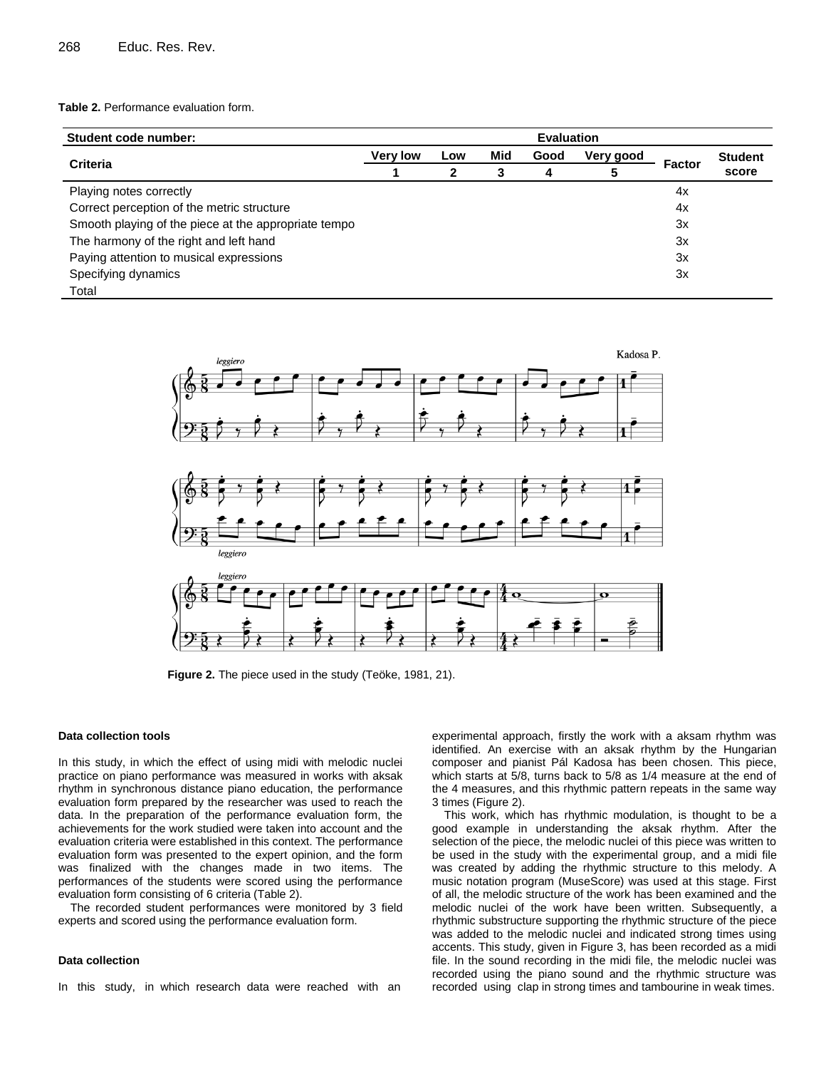**Table 2.** Performance evaluation form.

| Student code number: | Evaluation | | | | | | |
|---|---|---|---|---|---|---|---|
| Criteria | Very low | Low | Mid | Good | Very good | Factor | Student score |
| | 1 | 2 | 3 | 4 | 5 | | |
| Playing notes correctly | | | | | | 4x | |
| Correct perception of the metric structure | | | | | | 4x | |
| Smooth playing of the piece at the appropriate tempo | | | | | | 3x | |
| The harmony of the right and left hand | | | | | | 3x | |
| Paying attention to musical expressions | | | | | | 3x | |
| Specifying dynamics | | | | | | 3x | |
| Total | | | | | | | |

**Figure 2.** The piece used in the study (Teöke, 1981, 21).

#### Data collection tools

In this study, in which the effect of using midi with melodic nuclei practice on piano performance was measured in works with aksak rhythm in synchronous distance piano education, the performance evaluation form prepared by the researcher was used to reach the data. In the preparation of the performance evaluation form, the achievements for the work studied were taken into account and the evaluation criteria were established in this context. The performance evaluation form was presented to the expert opinion, and the form was finalized with the changes made in two items. The performances of the students were scored using the performance evaluation form consisting of 6 criteria (Table 2).

The recorded student performances were monitored by 3 field experts and scored using the performance evaluation form.

#### Data collection

In this study, in which research data were reached with an experimental approach, firstly the work with a aksam rhythm was identified. An exercise with an aksak rhythm by the Hungarian composer and pianist Pál Kadosa has been chosen. This piece, which starts at 5/8, turns back to 5/8 as 1/4 measure at the end of the 4 measures, and this rhythmic pattern repeats in the same way 3 times (Figure 2).

This work, which has rhythmic modulation, is thought to be a good example in understanding the aksak rhythm. After the selection of the piece, the melodic nuclei of this piece was written to be used in the study with the experimental group, and a midi file was created by adding the rhythmic structure to this melody. A music notation program (MuseScore) was used at this stage. First of all, the melodic structure of the work has been examined and the melodic nuclei of the work have been written. Subsequently, a rhythmic substructure supporting the rhythmic structure of the piece was added to the melodic nuclei and indicated strong times using accents. This study, given in Figure 3, has been recorded as a midi file. In the sound recording in the midi file, the melodic nuclei was recorded using the piano sound and the rhythmic structure was recorded using clap in strong times and tambourine in weak times.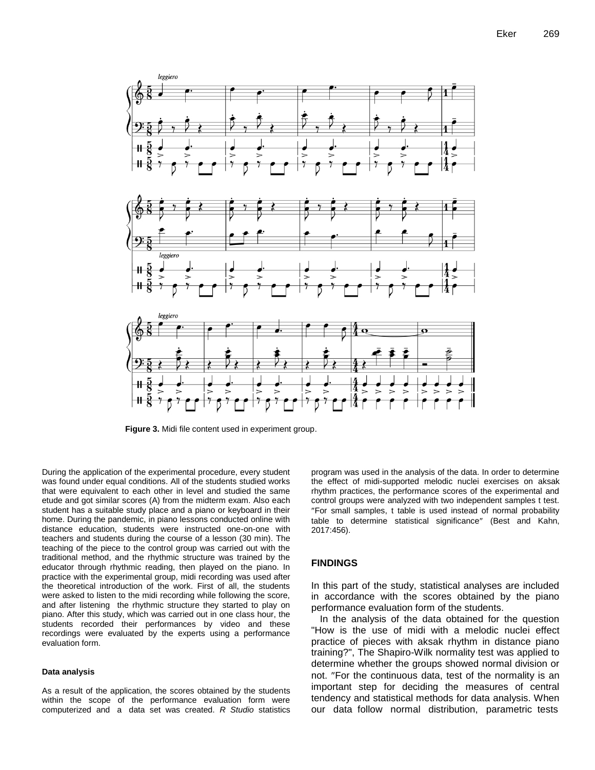**Figure 3.** Midi file content used in experiment group.

During the application of the experimental procedure, every student was found under equal conditions. All of the students studied works that were equivalent to each other in level and studied the same etude and got similar scores (A) from the midterm exam. Also each student has a suitable study place and a piano or keyboard in their home. During the pandemic, in piano lessons conducted online with distance education, students were instructed one-on-one with teachers and students during the course of a lesson (30 min). The teaching of the piece to the control group was carried out with the traditional method, and the rhythmic structure was trained by the educator through rhythmic reading, then played on the piano. In practice with the experimental group, midi recording was used after the theoretical introduction of the work. First of all, the students were asked to listen to the midi recording while following the score, and after listening the rhythmic structure they started to play on piano. After this study, which was carried out in one class hour, the students recorded their performances by video and these recordings were evaluated by the experts using a performance evaluation form.

#### Data analysis

As a result of the application, the scores obtained by the students within the scope of the performance evaluation form were computerized and a data set was created. *R Studio* statistics program was used in the analysis of the data. In order to determine the effect of midi-supported melodic nuclei exercises on aksak rhythm practices, the performance scores of the experimental and control groups were analyzed with two independent samples t test. ″For small samples, t table is used instead of normal probability table to determine statistical significance″ (Best and Kahn, 2017:456).

## FINDINGS

In this part of the study, statistical analyses are included in accordance with the scores obtained by the piano performance evaluation form of the students.

In the analysis of the data obtained for the question "How is the use of midi with a melodic nuclei effect practice of pieces with aksak rhythm in distance piano training?", The Shapiro-Wilk normality test was applied to determine whether the groups showed normal division or not. ″For the continuous data, test of the normality is an important step for deciding the measures of central tendency and statistical methods for data analysis. When our data follow normal distribution, parametric tests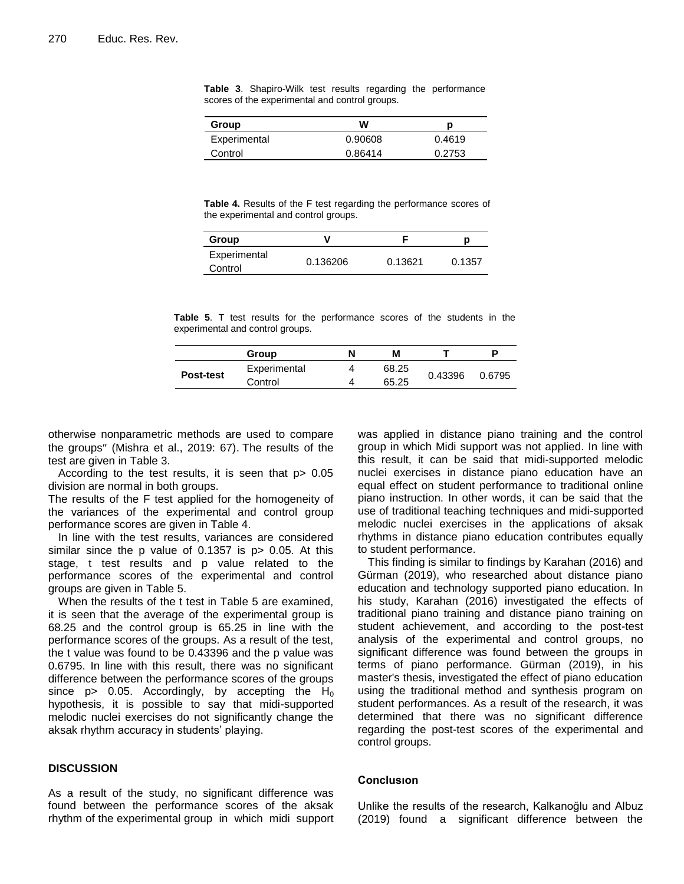**Table 3**. Shapiro-Wilk test results regarding the performance scores of the experimental and control groups.

| Group | W | p |
|---|---|---|
| Experimental | 0.90608 | 0.4619 |
| Control | 0.86414 | 0.2753 |

**Table 4.** Results of the F test regarding the performance scores of the experimental and control groups.

| Group | V | F | p |
|---|---|---|---|
| Experimental Control | 0.136206 | 0.13621 | 0.1357 |

**Table 5**. T test results for the performance scores of the students in the experimental and control groups.

| | Group | N | M | T | P |
|---|---|---|---|---|---|
| **Post-test** | Experimental | 4 | 68.25 | 0.43396 | 0.6795 |
| | Control | 4 | 65.25 | | |

otherwise nonparametric methods are used to compare the groups" (Mishra et al., 2019: 67). The results of the test are given in Table 3.

According to the test results, it is seen that p> 0.05 division are normal in both groups.

The results of the F test applied for the homogeneity of the variances of the experimental and control group performance scores are given in Table 4.

In line with the test results, variances are considered similar since the p value of 0.1357 is p> 0.05. At this stage, t test results and p value related to the performance scores of the experimental and control groups are given in Table 5.

When the results of the t test in Table 5 are examined, it is seen that the average of the experimental group is 68.25 and the control group is 65.25 in line with the performance scores of the groups. As a result of the test, the t value was found to be 0.43396 and the p value was 0.6795. In line with this result, there was no significant difference between the performance scores of the groups since p> 0.05. Accordingly, by accepting the $H_0$ hypothesis, it is possible to say that midi-supported melodic nuclei exercises do not significantly change the aksak rhythm accuracy in students' playing.

## DISCUSSION

As a result of the study, no significant difference was found between the performance scores of the aksak rhythm of the experimental group in which midi support was applied in distance piano training and the control group in which Midi support was not applied. In line with this result, it can be said that midi-supported melodic nuclei exercises in distance piano education have an equal effect on student performance to traditional online piano instruction. In other words, it can be said that the use of traditional teaching techniques and midi-supported melodic nuclei exercises in the applications of aksak rhythms in distance piano education contributes equally to student performance.

This finding is similar to findings by Karahan (2016) and Gürman (2019), who researched about distance piano education and technology supported piano education. In his study, Karahan (2016) investigated the effects of traditional piano training and distance piano training on student achievement, and according to the post-test analysis of the experimental and control groups, no significant difference was found between the groups in terms of piano performance. Gürman (2019), in his master's thesis, investigated the effect of piano education using the traditional method and synthesis program on student performances. As a result of the research, it was determined that there was no significant difference regarding the post-test scores of the experimental and control groups.

### Conclusıon

Unlike the results of the research, Kalkanoğlu and Albuz (2019) found a significant difference between the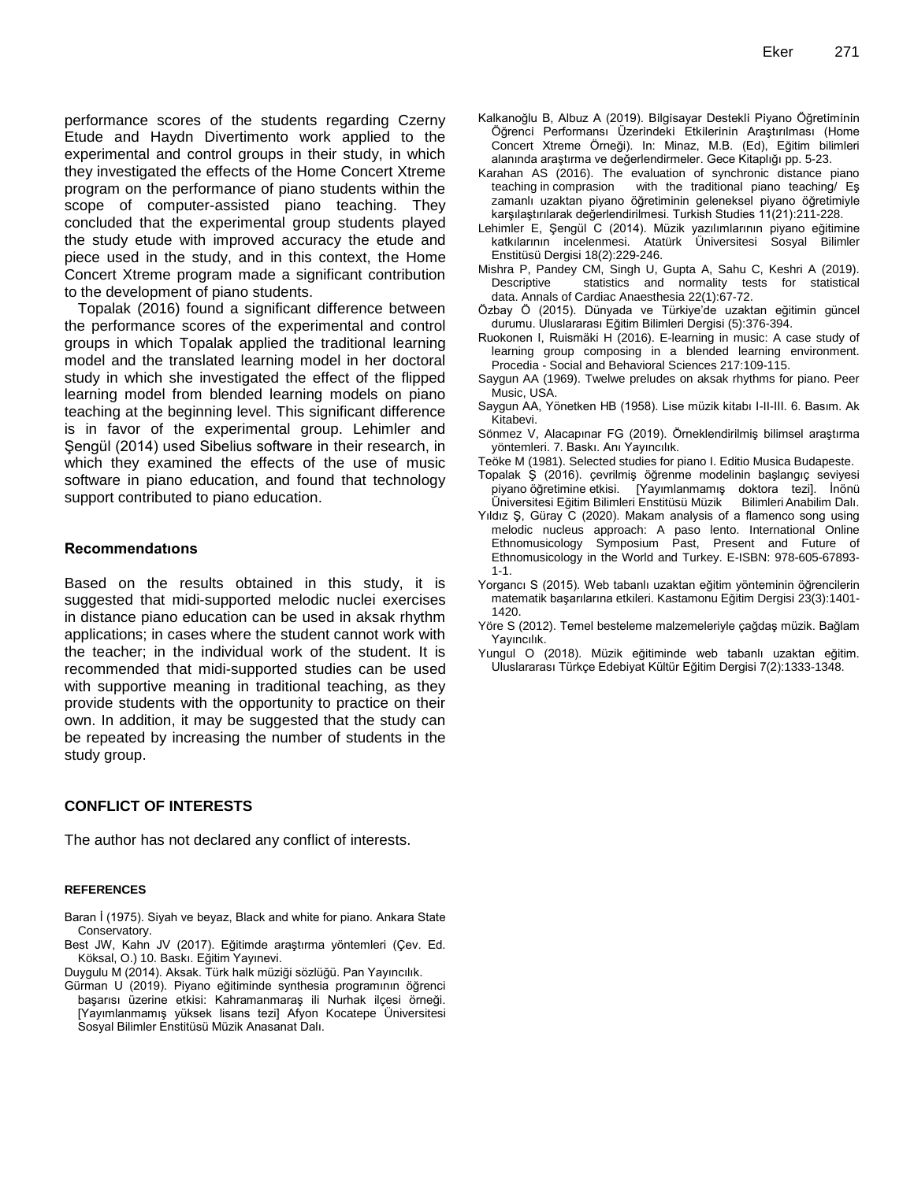performance scores of the students regarding Czerny Etude and Haydn Divertimento work applied to the experimental and control groups in their study, in which they investigated the effects of the Home Concert Xtreme program on the performance of piano students within the scope of computer-assisted piano teaching. They concluded that the experimental group students played the study etude with improved accuracy the etude and piece used in the study, and in this context, the Home Concert Xtreme program made a significant contribution to the development of piano students.

Topalak (2016) found a significant difference between the performance scores of the experimental and control groups in which Topalak applied the traditional learning model and the translated learning model in her doctoral study in which she investigated the effect of the flipped learning model from blended learning models on piano teaching at the beginning level. This significant difference is in favor of the experimental group. Lehimler and Şengül (2014) used Sibelius software in their research, in which they examined the effects of the use of music software in piano education, and found that technology support contributed to piano education.

## Recommendatıons

Based on the results obtained in this study, it is suggested that midi-supported melodic nuclei exercises in distance piano education can be used in aksak rhythm applications; in cases where the student cannot work with the teacher; in the individual work of the student. It is recommended that midi-supported studies can be used with supportive meaning in traditional teaching, as they provide students with the opportunity to practice on their own. In addition, it may be suggested that the study can be repeated by increasing the number of students in the study group.

## CONFLICT OF INTERESTS

The author has not declared any conflict of interests.

## REFERENCES

Baran İ (1975). Siyah ve beyaz, Black and white for piano. Ankara State Conservatory.

Best JW, Kahn JV (2017). Eğitimde araştırma yöntemleri (Çev. Ed. Köksal, O.) 10. Baskı. Eğitim Yayınevi.

Duygulu M (2014). Aksak. Türk halk müziği sözlüğü. Pan Yayıncılık.

Gürman U (2019). Piyano eğitiminde synthesia programının öğrenci başarısı üzerine etkisi: Kahramanmaraş ili Nurhak ilçesi örneği. [Yayımlanmamış yüksek lisans tezi] Afyon Kocatepe Üniversitesi Sosyal Bilimler Enstitüsü Müzik Anasanat Dalı.

Kalkanoğlu B, Albuz A (2019). Bilgisayar Destekli Piyano Öğretiminin Öğrenci Performansı Üzerindeki Etkilerinin Araştırılması (Home Concert Xtreme Örneği). In: Minaz, M.B. (Ed), Eğitim bilimleri alanında araştırma ve değerlendirmeler. Gece Kitaplığı pp. 5-23.

Karahan AS (2016). The evaluation of synchronic distance piano teaching in comprasion with the traditional piano teaching/ Eş zamanlı uzaktan piyano öğretiminin geleneksel piyano öğretimiyle karşılaştırılarak değerlendirilmesi. Turkish Studies 11(21):211-228.

Lehimler E, Şengül C (2014). Müzik yazılımlarının piyano eğitimine katkılarının incelenmesi. Atatürk Üniversitesi Sosyal Bilimler Enstitüsü Dergisi 18(2):229-246.

Mishra P, Pandey CM, Singh U, Gupta A, Sahu C, Keshri A (2019). Descriptive statistics and normality tests for statistical data. Annals of Cardiac Anaesthesia 22(1):67-72.

Özbay Ö (2015). Dünyada ve Türkiye'de uzaktan eğitimin güncel durumu. Uluslararası Eğitim Bilimleri Dergisi (5):376-394.

Ruokonen I, Ruismäki H (2016). E-learning in music: A case study of learning group composing in a blended learning environment. Procedia - Social and Behavioral Sciences 217:109-115.

Saygun AA (1969). Twelwe preludes on aksak rhythms for piano. Peer Music, USA.

Saygun AA, Yönetken HB (1958). Lise müzik kitabı I-II-III. 6. Basım. Ak Kitabevi.

Sönmez V, Alacapınar FG (2019). Örneklendirilmiş bilimsel araştırma yöntemleri. 7. Baskı. Anı Yayıncılık.

Teöke M (1981). Selected studies for piano I. Editio Musica Budapeste.

Topalak Ş (2016). çevrilmiş öğrenme modelinin başlangıç seviyesi piyano öğretimine etkisi. [Yayımlanmamış doktora tezi]. İnönü Üniversitesi Eğitim Bilimleri Enstitüsü Müzik Bilimleri Anabilim Dalı.

Yıldız Ş, Güray C (2020). Makam analysis of a flamenco song using melodic nucleus approach: A paso lento. International Online Ethnomusicology Symposium Past, Present and Future of Ethnomusicology in the World and Turkey. E-ISBN: 978-605-67893-1-1.

Yorgancı S (2015). Web tabanlı uzaktan eğitim yönteminin öğrencilerin matematik başarılarına etkileri. Kastamonu Eğitim Dergisi 23(3):1401-1420.

Yöre S (2012). Temel besteleme malzemeleriyle çağdaş müzik. Bağlam Yayıncılık.

Yungul O (2018). Müzik eğitiminde web tabanlı uzaktan eğitim. Uluslararası Türkçe Edebiyat Kültür Eğitim Dergisi 7(2):1333-1348.